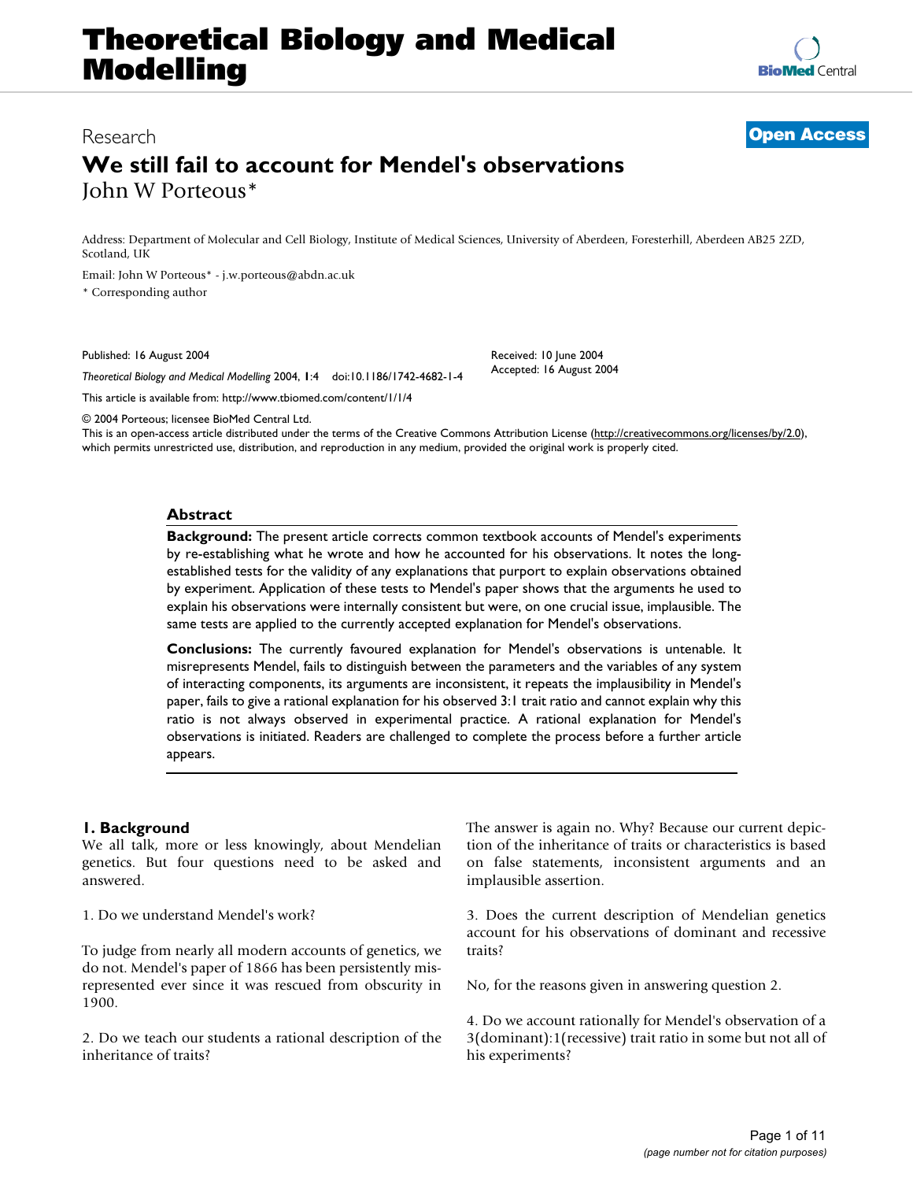Research

**Open Access**

# We still fail to account for Mendel's observations

John W Porteous*

Address: Department of Molecular and Cell Biology, Institute of Medical Sciences, University of Aberdeen, Foresterhill, Aberdeen AB25 2ZD, Scotland, UK

Email: John W Porteous* - j.w.porteous@abdn.ac.uk

\* Corresponding author

Published: 16 August 2004

*Theoretical Biology and Medical Modelling* 2004, **1**:4 doi:10.1186/1742-4682-1-4

Received: 10 June 2004
Accepted: 16 August 2004

This article is available from: http://www.tbiomed.com/content/1/1/4

© 2004 Porteous; licensee BioMed Central Ltd.
This is an open-access article distributed under the terms of the Creative Commons Attribution License (http://creativecommons.org/licenses/by/2.0), which permits unrestricted use, distribution, and reproduction in any medium, provided the original work is properly cited.

## Abstract

**Background:** The present article corrects common textbook accounts of Mendel's experiments by re-establishing what he wrote and how he accounted for his observations. It notes the long-established tests for the validity of any explanations that purport to explain observations obtained by experiment. Application of these tests to Mendel's paper shows that the arguments he used to explain his observations were internally consistent but were, on one crucial issue, implausible. The same tests are applied to the currently accepted explanation for Mendel's observations.

**Conclusions:** The currently favoured explanation for Mendel's observations is untenable. It misrepresents Mendel, fails to distinguish between the parameters and the variables of any system of interacting components, its arguments are inconsistent, it repeats the implausibility in Mendel's paper, fails to give a rational explanation for his observed 3:1 trait ratio and cannot explain why this ratio is not always observed in experimental practice. A rational explanation for Mendel's observations is initiated. Readers are challenged to complete the process before a further article appears.

## 1. Background

We all talk, more or less knowingly, about Mendelian genetics. But four questions need to be asked and answered.

1. Do we understand Mendel's work?

To judge from nearly all modern accounts of genetics, we do not. Mendel's paper of 1866 has been persistently misrepresented ever since it was rescued from obscurity in 1900.

2. Do we teach our students a rational description of the inheritance of traits?

The answer is again no. Why? Because our current depiction of the inheritance of traits or characteristics is based on false statements, inconsistent arguments and an implausible assertion.

3. Does the current description of Mendelian genetics account for his observations of dominant and recessive traits?

No, for the reasons given in answering question 2.

4. Do we account rationally for Mendel's observation of a 3(dominant):1(recessive) trait ratio in some but not all of his experiments?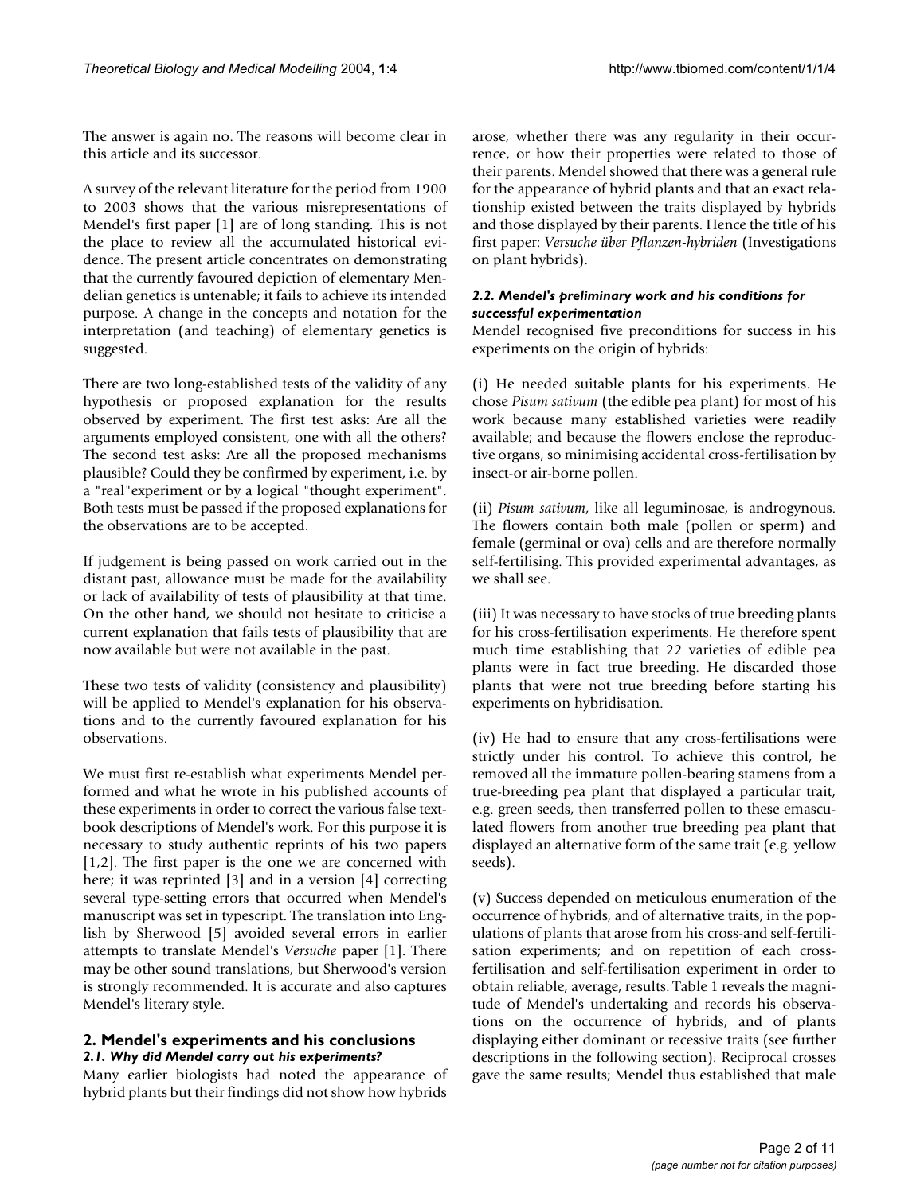The answer is again no. The reasons will become clear in this article and its successor.

A survey of the relevant literature for the period from 1900 to 2003 shows that the various misrepresentations of Mendel's first paper [1] are of long standing. This is not the place to review all the accumulated historical evidence. The present article concentrates on demonstrating that the currently favoured depiction of elementary Mendelian genetics is untenable; it fails to achieve its intended purpose. A change in the concepts and notation for the interpretation (and teaching) of elementary genetics is suggested.

There are two long-established tests of the validity of any hypothesis or proposed explanation for the results observed by experiment. The first test asks: Are all the arguments employed consistent, one with all the others? The second test asks: Are all the proposed mechanisms plausible? Could they be confirmed by experiment, i.e. by a "real"experiment or by a logical "thought experiment". Both tests must be passed if the proposed explanations for the observations are to be accepted.

If judgement is being passed on work carried out in the distant past, allowance must be made for the availability or lack of availability of tests of plausibility at that time. On the other hand, we should not hesitate to criticise a current explanation that fails tests of plausibility that are now available but were not available in the past.

These two tests of validity (consistency and plausibility) will be applied to Mendel's explanation for his observations and to the currently favoured explanation for his observations.

We must first re-establish what experiments Mendel performed and what he wrote in his published accounts of these experiments in order to correct the various false textbook descriptions of Mendel's work. For this purpose it is necessary to study authentic reprints of his two papers [1,2]. The first paper is the one we are concerned with here; it was reprinted [3] and in a version [4] correcting several type-setting errors that occurred when Mendel's manuscript was set in typescript. The translation into English by Sherwood [5] avoided several errors in earlier attempts to translate Mendel's *Versuche* paper [1]. There may be other sound translations, but Sherwood's version is strongly recommended. It is accurate and also captures Mendel's literary style.

## 2. Mendel's experiments and his conclusions

### *2.1. Why did Mendel carry out his experiments?*

Many earlier biologists had noted the appearance of hybrid plants but their findings did not show how hybrids arose, whether there was any regularity in their occurrence, or how their properties were related to those of their parents. Mendel showed that there was a general rule for the appearance of hybrid plants and that an exact relationship existed between the traits displayed by hybrids and those displayed by their parents. Hence the title of his first paper: *Versuche über Pflanzen-hybriden* (Investigations on plant hybrids).

### *2.2. Mendel's preliminary work and his conditions for successful experimentation*

Mendel recognised five preconditions for success in his experiments on the origin of hybrids:

(i) He needed suitable plants for his experiments. He chose *Pisum sativum* (the edible pea plant) for most of his work because many established varieties were readily available; and because the flowers enclose the reproductive organs, so minimising accidental cross-fertilisation by insect-or air-borne pollen.

(ii) *Pisum sativum*, like all leguminosae, is androgynous. The flowers contain both male (pollen or sperm) and female (germinal or ova) cells and are therefore normally self-fertilising. This provided experimental advantages, as we shall see.

(iii) It was necessary to have stocks of true breeding plants for his cross-fertilisation experiments. He therefore spent much time establishing that 22 varieties of edible pea plants were in fact true breeding. He discarded those plants that were not true breeding before starting his experiments on hybridisation.

(iv) He had to ensure that any cross-fertilisations were strictly under his control. To achieve this control, he removed all the immature pollen-bearing stamens from a true-breeding pea plant that displayed a particular trait, e.g. green seeds, then transferred pollen to these emasculated flowers from another true breeding pea plant that displayed an alternative form of the same trait (e.g. yellow seeds).

(v) Success depended on meticulous enumeration of the occurrence of hybrids, and of alternative traits, in the populations of plants that arose from his cross-and self-fertilisation experiments; and on repetition of each cross-fertilisation and self-fertilisation experiment in order to obtain reliable, average, results. Table 1 reveals the magnitude of Mendel's undertaking and records his observations on the occurrence of hybrids, and of plants displaying either dominant or recessive traits (see further descriptions in the following section). Reciprocal crosses gave the same results; Mendel thus established that male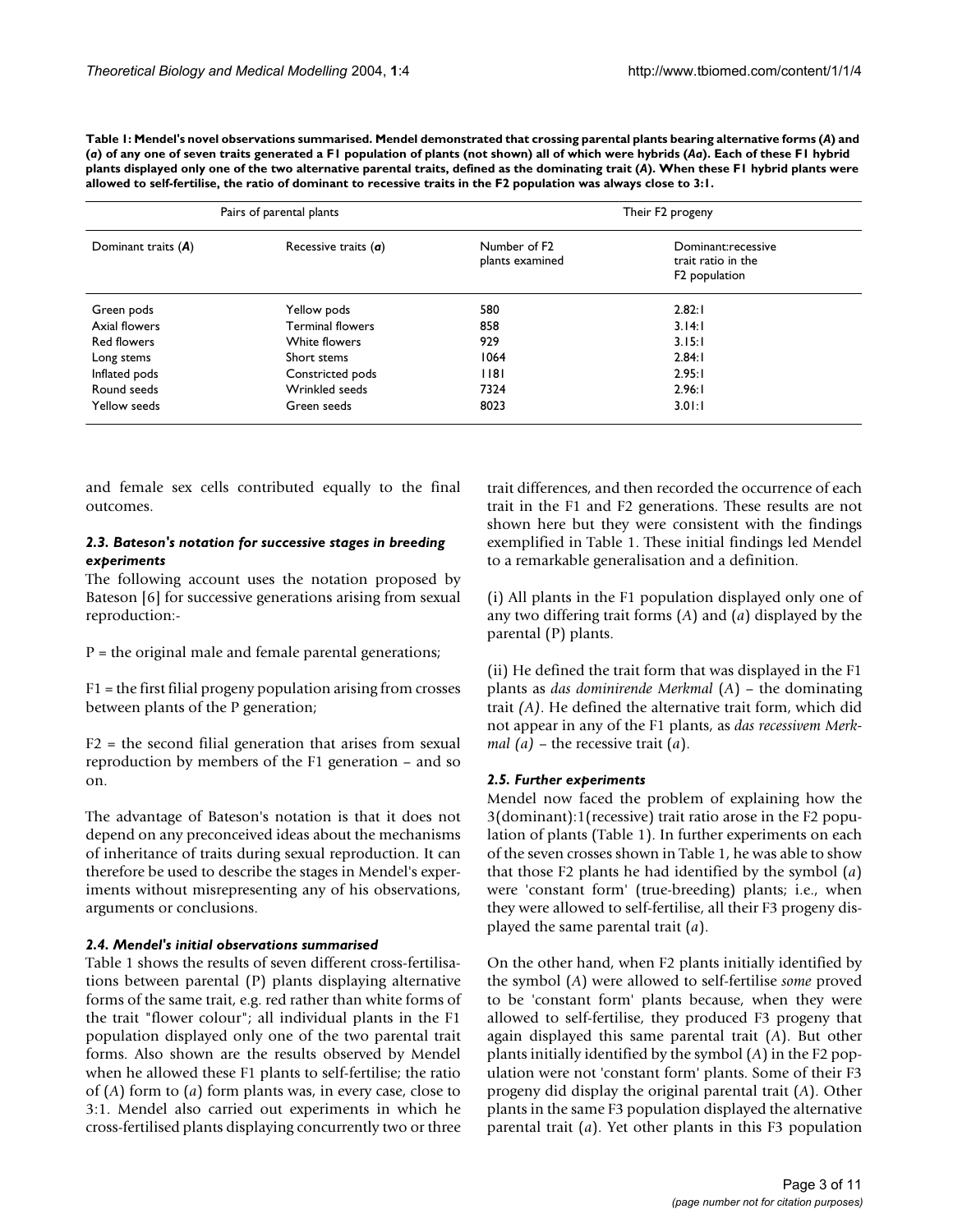**Table 1: Mendel's novel observations summarised. Mendel demonstrated that crossing parental plants bearing alternative forms (*A*) and (*a*) of any one of seven traits generated a F1 population of plants (not shown) all of which were hybrids (*Aa*). Each of these F1 hybrid plants displayed only one of the two alternative parental traits, defined as the dominating trait (*A*). When these F1 hybrid plants were allowed to self-fertilise, the ratio of dominant to recessive traits in the F2 population was always close to 3:1.**

| Pairs of parental plants | | Their F2 progeny | |
|---|---|---|---|
| Dominant traits (*A*) | Recessive traits (*a*) | Number of F2 plants examined | Dominant:recessive trait ratio in the F2 population |
| Green pods | Yellow pods | 580 | 2.82:1 |
| Axial flowers | Terminal flowers | 858 | 3.14:1 |
| Red flowers | White flowers | 929 | 3.15:1 |
| Long stems | Short stems | 1064 | 2.84:1 |
| Inflated pods | Constricted pods | 1181 | 2.95:1 |
| Round seeds | Wrinkled seeds | 7324 | 2.96:1 |
| Yellow seeds | Green seeds | 8023 | 3.01:1 |

and female sex cells contributed equally to the final outcomes.

### *2.3. Bateson's notation for successive stages in breeding experiments*

The following account uses the notation proposed by Bateson [6] for successive generations arising from sexual reproduction:-

P = the original male and female parental generations;

F1 = the first filial progeny population arising from crosses between plants of the P generation;

F2 = the second filial generation that arises from sexual reproduction by members of the F1 generation – and so on.

The advantage of Bateson's notation is that it does not depend on any preconceived ideas about the mechanisms of inheritance of traits during sexual reproduction. It can therefore be used to describe the stages in Mendel's experiments without misrepresenting any of his observations, arguments or conclusions.

### *2.4. Mendel's initial observations summarised*

Table 1 shows the results of seven different cross-fertilisations between parental (P) plants displaying alternative forms of the same trait, e.g. red rather than white forms of the trait "flower colour"; all individual plants in the F1 population displayed only one of the two parental trait forms. Also shown are the results observed by Mendel when he allowed these F1 plants to self-fertilise; the ratio of (*A*) form to (*a*) form plants was, in every case, close to 3:1. Mendel also carried out experiments in which he cross-fertilised plants displaying concurrently two or three trait differences, and then recorded the occurrence of each trait in the F1 and F2 generations. These results are not shown here but they were consistent with the findings exemplified in Table 1. These initial findings led Mendel to a remarkable generalisation and a definition.

(i) All plants in the F1 population displayed only one of any two differing trait forms (*A*) and (*a*) displayed by the parental (P) plants.

(ii) He defined the trait form that was displayed in the F1 plants as *das dominirende Merkmal* (*A*) – the dominating trait *(A)*. He defined the alternative trait form, which did not appear in any of the F1 plants, as *das recessivem Merkmal (a)* – the recessive trait (*a*).

### *2.5. Further experiments*

Mendel now faced the problem of explaining how the 3(dominant):1(recessive) trait ratio arose in the F2 population of plants (Table 1). In further experiments on each of the seven crosses shown in Table 1, he was able to show that those F2 plants he had identified by the symbol (*a*) were 'constant form' (true-breeding) plants; i.e., when they were allowed to self-fertilise, all their F3 progeny displayed the same parental trait (*a*).

On the other hand, when F2 plants initially identified by the symbol (*A*) were allowed to self-fertilise *some* proved to be 'constant form' plants because, when they were allowed to self-fertilise, they produced F3 progeny that again displayed this same parental trait (*A*). But other plants initially identified by the symbol (*A*) in the F2 population were not 'constant form' plants. Some of their F3 progeny did display the original parental trait (*A*). Other plants in the same F3 population displayed the alternative parental trait (*a*). Yet other plants in this F3 population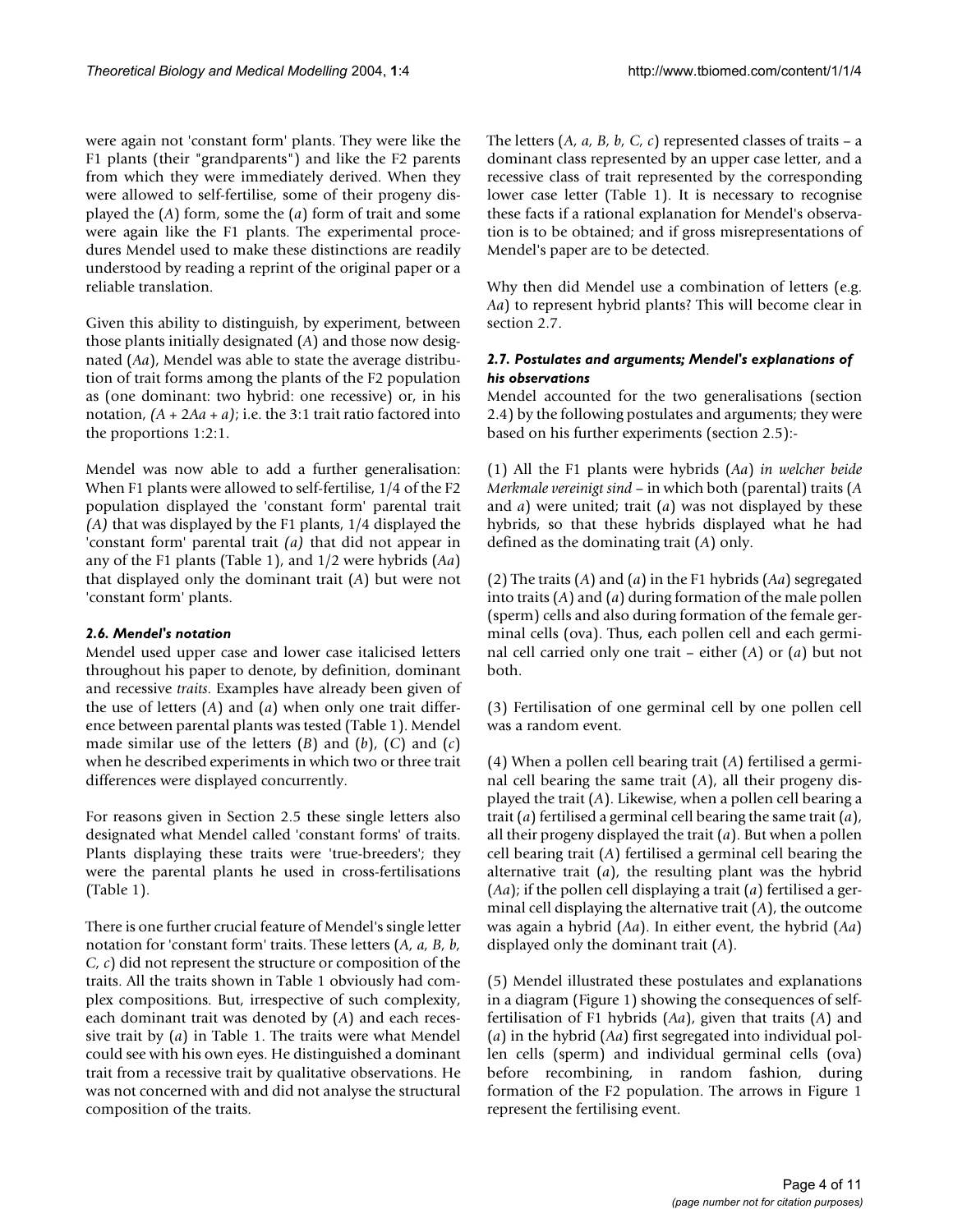were again not 'constant form' plants. They were like the F1 plants (their "grandparents") and like the F2 parents from which they were immediately derived. When they were allowed to self-fertilise, some of their progeny displayed the (*A*) form, some the (*a*) form of trait and some were again like the F1 plants. The experimental procedures Mendel used to make these distinctions are readily understood by reading a reprint of the original paper or a reliable translation.

Given this ability to distinguish, by experiment, between those plants initially designated (*A*) and those now designated (*Aa*), Mendel was able to state the average distribution of trait forms among the plants of the F2 population as (one dominant: two hybrid: one recessive) or, in his notation, *(A* + 2*Aa* + *a)*; i.e. the 3:1 trait ratio factored into the proportions 1:2:1.

Mendel was now able to add a further generalisation: When F1 plants were allowed to self-fertilise, 1/4 of the F2 population displayed the 'constant form' parental trait *(A)* that was displayed by the F1 plants, 1/4 displayed the 'constant form' parental trait *(a)* that did not appear in any of the F1 plants (Table 1), and 1/2 were hybrids (*Aa*) that displayed only the dominant trait (*A*) but were not 'constant form' plants.

### *2.6. Mendel's notation*

Mendel used upper case and lower case italicised letters throughout his paper to denote, by definition, dominant and recessive *traits*. Examples have already been given of the use of letters (*A*) and (*a*) when only one trait difference between parental plants was tested (Table 1). Mendel made similar use of the letters (*B*) and (*b*), (*C*) and (*c*) when he described experiments in which two or three trait differences were displayed concurrently.

For reasons given in Section 2.5 these single letters also designated what Mendel called 'constant forms' of traits. Plants displaying these traits were 'true-breeders'; they were the parental plants he used in cross-fertilisations (Table 1).

There is one further crucial feature of Mendel's single letter notation for 'constant form' traits. These letters (*A, a, B, b, C, c*) did not represent the structure or composition of the traits. All the traits shown in Table 1 obviously had complex compositions. But, irrespective of such complexity, each dominant trait was denoted by (*A*) and each recessive trait by (*a*) in Table 1. The traits were what Mendel could see with his own eyes. He distinguished a dominant trait from a recessive trait by qualitative observations. He was not concerned with and did not analyse the structural composition of the traits.

The letters (*A, a, B, b, C, c*) represented classes of traits – a dominant class represented by an upper case letter, and a recessive class of trait represented by the corresponding lower case letter (Table 1). It is necessary to recognise these facts if a rational explanation for Mendel's observation is to be obtained; and if gross misrepresentations of Mendel's paper are to be detected.

Why then did Mendel use a combination of letters (e.g. *Aa*) to represent hybrid plants? This will become clear in section 2.7.

### *2.7. Postulates and arguments; Mendel's explanations of his observations*

Mendel accounted for the two generalisations (section 2.4) by the following postulates and arguments; they were based on his further experiments (section 2.5):-

(1) All the F1 plants were hybrids (*Aa*) *in welcher beide Merkmale vereinigt sind* – in which both (parental) traits (*A* and *a*) were united; trait (*a*) was not displayed by these hybrids, so that these hybrids displayed what he had defined as the dominating trait (*A*) only.

(2) The traits (*A*) and (*a*) in the F1 hybrids (*Aa*) segregated into traits (*A*) and (*a*) during formation of the male pollen (sperm) cells and also during formation of the female germinal cells (ova). Thus, each pollen cell and each germinal cell carried only one trait – either (*A*) or (*a*) but not both.

(3) Fertilisation of one germinal cell by one pollen cell was a random event.

(4) When a pollen cell bearing trait (*A*) fertilised a germinal cell bearing the same trait (*A*), all their progeny displayed the trait (*A*). Likewise, when a pollen cell bearing a trait (*a*) fertilised a germinal cell bearing the same trait (*a*), all their progeny displayed the trait (*a*). But when a pollen cell bearing trait (*A*) fertilised a germinal cell bearing the alternative trait (*a*), the resulting plant was the hybrid (*Aa*); if the pollen cell displaying a trait (*a*) fertilised a germinal cell displaying the alternative trait (*A*), the outcome was again a hybrid (*Aa*). In either event, the hybrid (*Aa*) displayed only the dominant trait (*A*).

(5) Mendel illustrated these postulates and explanations in a diagram (Figure 1) showing the consequences of self-fertilisation of F1 hybrids (*Aa*), given that traits (*A*) and (*a*) in the hybrid (*Aa*) first segregated into individual pollen cells (sperm) and individual germinal cells (ova) before recombining, in random fashion, during formation of the F2 population. The arrows in Figure 1 represent the fertilising event.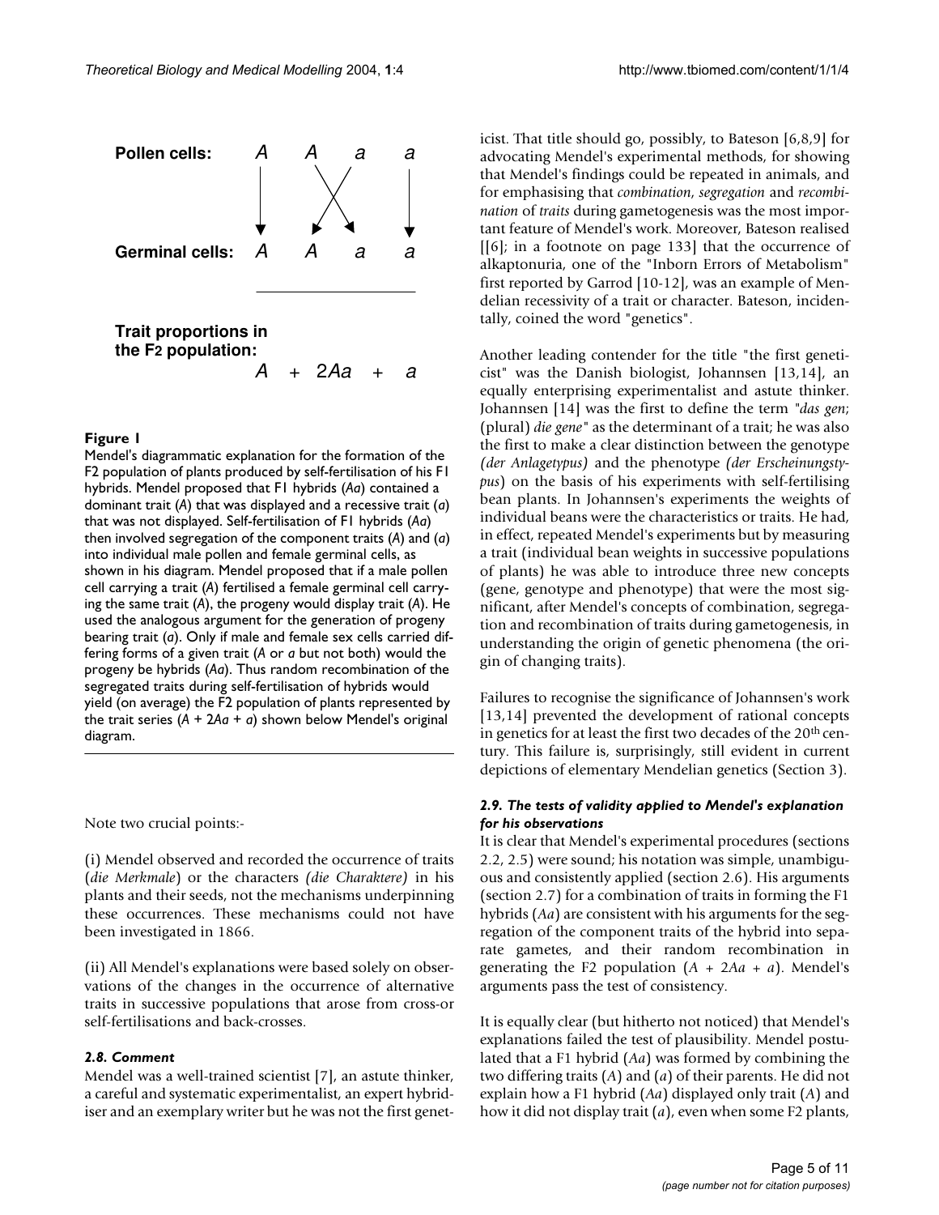Pollen cells: $A$ $A$ $a$ $a$

Germinal cells: $A$ $A$ $a$ $a$

Trait proportions in the F2 population:

$A + 2Aa + a$

**Figure 1**

Mendel's diagrammatic explanation for the formation of the F2 population of plants produced by self-fertilisation of his F1 hybrids. Mendel proposed that F1 hybrids ($Aa$) contained a dominant trait ($A$) that was displayed and a recessive trait ($a$) that was not displayed. Self-fertilisation of F1 hybrids ($Aa$) then involved segregation of the component traits ($A$) and ($a$) into individual male pollen and female germinal cells, as shown in his diagram. Mendel proposed that if a male pollen cell carrying a trait ($A$) fertilised a female germinal cell carrying the same trait ($A$), the progeny would display trait ($A$). He used the analogous argument for the generation of progeny bearing trait ($a$). Only if male and female sex cells carried differing forms of a given trait ($A$ or $a$ but not both) would the progeny be hybrids ($Aa$). Thus random recombination of the segregated traits during self-fertilisation of hybrids would yield (on average) the F2 population of plants represented by the trait series ($A + 2Aa + a$) shown below Mendel's original diagram.

Note two crucial points:-

(i) Mendel observed and recorded the occurrence of traits (*die Merkmale*) or the characters *(die Charaktere)* in his plants and their seeds, not the mechanisms underpinning these occurrences. These mechanisms could not have been investigated in 1866.

(ii) All Mendel's explanations were based solely on observations of the changes in the occurrence of alternative traits in successive populations that arose from cross-or self-fertilisations and back-crosses.

### *2.8. Comment*

Mendel was a well-trained scientist [7], an astute thinker, a careful and systematic experimentalist, an expert hybridiser and an exemplary writer but he was not the first geneticist. That title should go, possibly, to Bateson [6,8,9] for advocating Mendel's experimental methods, for showing that Mendel's findings could be repeated in animals, and for emphasising that *combination*, *segregation* and *recombination* of *traits* during gametogenesis was the most important feature of Mendel's work. Moreover, Bateson realised [[6]; in a footnote on page 133] that the occurrence of alkaptonuria, one of the "Inborn Errors of Metabolism" first reported by Garrod [10-12], was an example of Mendelian recessivity of a trait or character. Bateson, incidentally, coined the word "genetics".

Another leading contender for the title "the first geneticist" was the Danish biologist, Johannsen [13,14], an equally enterprising experimentalist and astute thinker. Johannsen [14] was the first to define the term "*das gen*; (plural) *die gene*" as the determinant of a trait; he was also the first to make a clear distinction between the genotype *(der Anlagetypus)* and the phenotype *(der Erscheinungstypus)* on the basis of his experiments with self-fertilising bean plants. In Johannsen's experiments the weights of individual beans were the characteristics or traits. He had, in effect, repeated Mendel's experiments but by measuring a trait (individual bean weights in successive populations of plants) he was able to introduce three new concepts (gene, genotype and phenotype) that were the most significant, after Mendel's concepts of combination, segregation and recombination of traits during gametogenesis, in understanding the origin of genetic phenomena (the origin of changing traits).

Failures to recognise the significance of Johannsen's work [13,14] prevented the development of rational concepts in genetics for at least the first two decades of the 20th century. This failure is, surprisingly, still evident in current depictions of elementary Mendelian genetics (Section 3).

### *2.9. The tests of validity applied to Mendel's explanation for his observations*

It is clear that Mendel's experimental procedures (sections 2.2, 2.5) were sound; his notation was simple, unambiguous and consistently applied (section 2.6). His arguments (section 2.7) for a combination of traits in forming the F1 hybrids ($Aa$) are consistent with his arguments for the segregation of the component traits of the hybrid into separate gametes, and their random recombination in generating the F2 population ($A + 2Aa + a$). Mendel's arguments pass the test of consistency.

It is equally clear (but hitherto not noticed) that Mendel's explanations failed the test of plausibility. Mendel postulated that a F1 hybrid ($Aa$) was formed by combining the two differing traits ($A$) and ($a$) of their parents. He did not explain how a F1 hybrid ($Aa$) displayed only trait ($A$) and how it did not display trait ($a$), even when some F2 plants,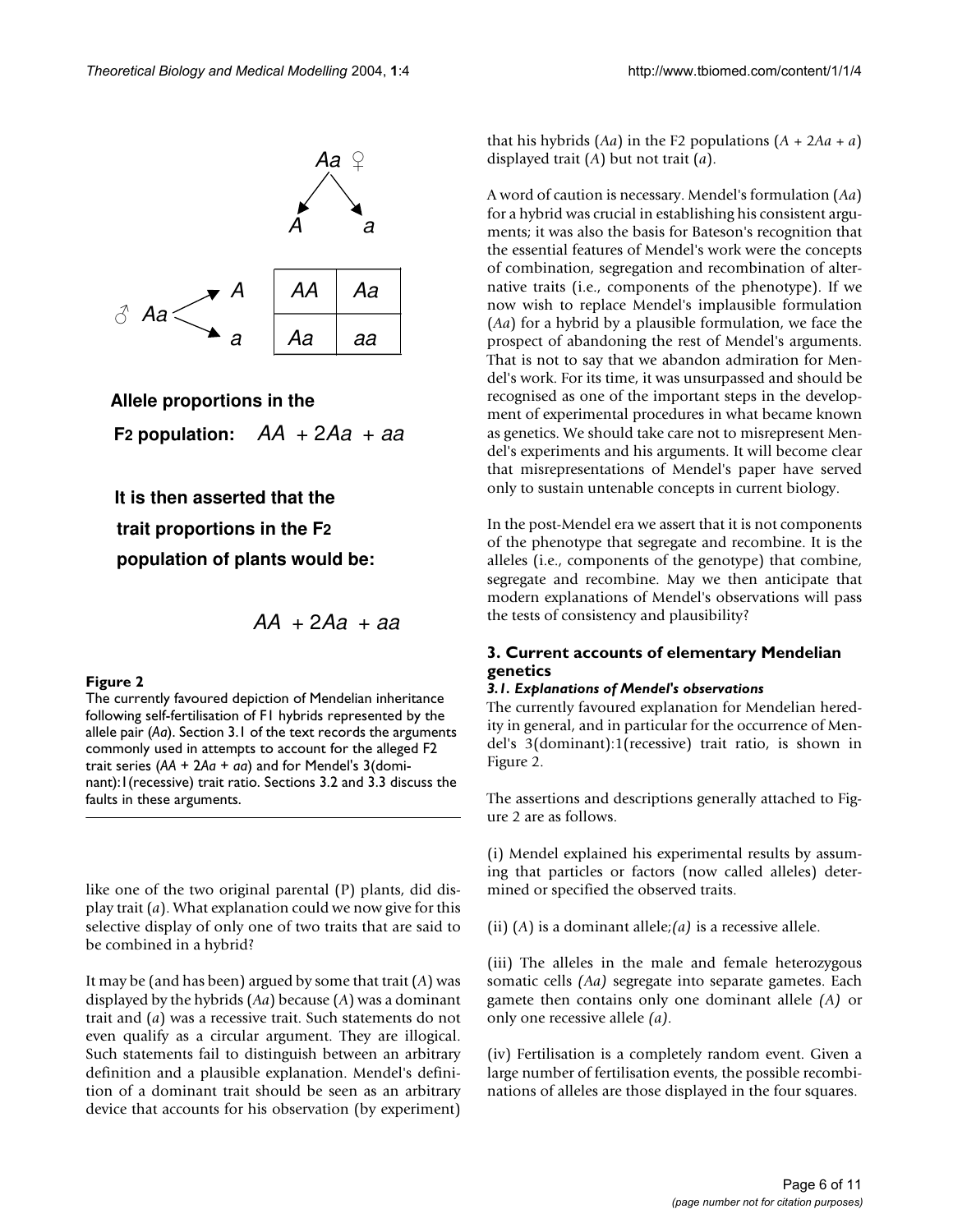Aa ♀

A a

♂ Aa

| | | |
|---|---|---|
| A | AA | Aa |
| a | Aa | aa |

**Allele proportions in the F2 population:** $AA + 2Aa + aa$

**It is then asserted that the trait proportions in the F2 population of plants would be:**

$$AA + 2Aa + aa$$

**Figure 2**

The currently favoured depiction of Mendelian inheritance following self-fertilisation of F1 hybrids represented by the allele pair (*Aa*). Section 3.1 of the text records the arguments commonly used in attempts to account for the alleged F2 trait series (*AA* + 2*Aa* + *aa*) and for Mendel's 3(dominant):1(recessive) trait ratio. Sections 3.2 and 3.3 discuss the faults in these arguments.

like one of the two original parental (P) plants, did display trait (*a*). What explanation could we now give for this selective display of only one of two traits that are said to be combined in a hybrid?

It may be (and has been) argued by some that trait (*A*) was displayed by the hybrids (*Aa*) because (*A*) was a dominant trait and (*a*) was a recessive trait. Such statements do not even qualify as a circular argument. They are illogical. Such statements fail to distinguish between an arbitrary definition and a plausible explanation. Mendel's definition of a dominant trait should be seen as an arbitrary device that accounts for his observation (by experiment) that his hybrids (*Aa*) in the F2 populations (*A* + 2*Aa* + *a*) displayed trait (*A*) but not trait (*a*).

A word of caution is necessary. Mendel's formulation (*Aa*) for a hybrid was crucial in establishing his consistent arguments; it was also the basis for Bateson's recognition that the essential features of Mendel's work were the concepts of combination, segregation and recombination of alternative traits (i.e., components of the phenotype). If we now wish to replace Mendel's implausible formulation (*Aa*) for a hybrid by a plausible formulation, we face the prospect of abandoning the rest of Mendel's arguments. That is not to say that we abandon admiration for Mendel's work. For its time, it was unsurpassed and should be recognised as one of the important steps in the development of experimental procedures in what became known as genetics. We should take care not to misrepresent Mendel's experiments and his arguments. It will become clear that misrepresentations of Mendel's paper have served only to sustain untenable concepts in current biology.

In the post-Mendel era we assert that it is not components of the phenotype that segregate and recombine. It is the alleles (i.e., components of the genotype) that combine, segregate and recombine. May we then anticipate that modern explanations of Mendel's observations will pass the tests of consistency and plausibility?

### 3. Current accounts of elementary Mendelian genetics

#### *3.1. Explanations of Mendel's observations*

The currently favoured explanation for Mendelian heredity in general, and in particular for the occurrence of Mendel's 3(dominant):1(recessive) trait ratio, is shown in Figure 2.

The assertions and descriptions generally attached to Figure 2 are as follows.

(i) Mendel explained his experimental results by assuming that particles or factors (now called alleles) determined or specified the observed traits.

(ii) (*A*) is a dominant allele;*(a)* is a recessive allele.

(iii) The alleles in the male and female heterozygous somatic cells *(Aa)* segregate into separate gametes. Each gamete then contains only one dominant allele *(A)* or only one recessive allele *(a)*.

(iv) Fertilisation is a completely random event. Given a large number of fertilisation events, the possible recombinations of alleles are those displayed in the four squares.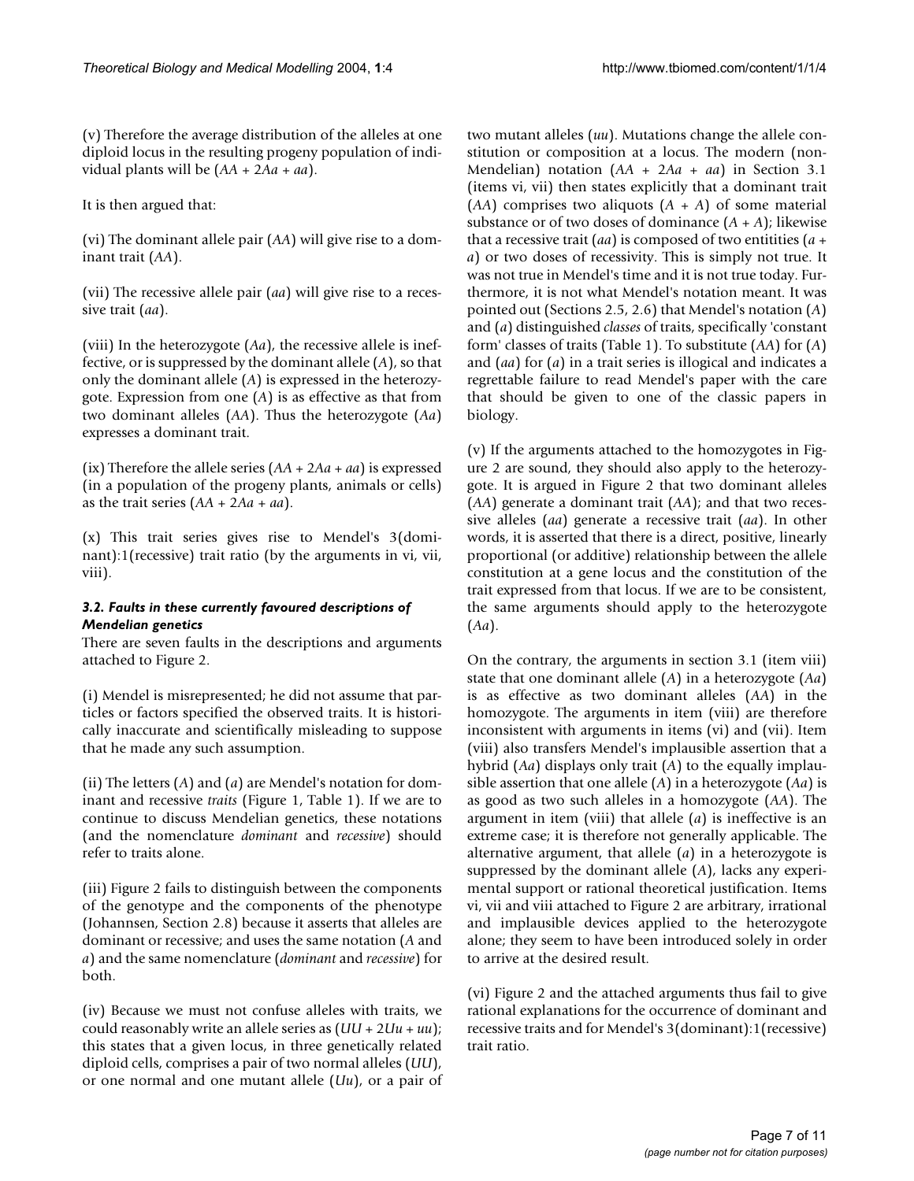(v) Therefore the average distribution of the alleles at one diploid locus in the resulting progeny population of individual plants will be (*AA* + 2*Aa* + *aa*).

It is then argued that:

(vi) The dominant allele pair (*AA*) will give rise to a dominant trait (*AA*).

(vii) The recessive allele pair (*aa*) will give rise to a recessive trait (*aa*).

(viii) In the heterozygote (*Aa*), the recessive allele is ineffective, or is suppressed by the dominant allele (*A*), so that only the dominant allele (*A*) is expressed in the heterozygote. Expression from one (*A*) is as effective as that from two dominant alleles (*AA*). Thus the heterozygote (*Aa*) expresses a dominant trait.

(ix) Therefore the allele series (*AA* + 2*Aa* + *aa*) is expressed (in a population of the progeny plants, animals or cells) as the trait series (*AA* + 2*Aa* + *aa*).

(x) This trait series gives rise to Mendel's 3(dominant):1(recessive) trait ratio (by the arguments in vi, vii, viii).

### *3.2. Faults in these currently favoured descriptions of Mendelian genetics*

There are seven faults in the descriptions and arguments attached to Figure 2.

(i) Mendel is misrepresented; he did not assume that particles or factors specified the observed traits. It is historically inaccurate and scientifically misleading to suppose that he made any such assumption.

(ii) The letters (*A*) and (*a*) are Mendel's notation for dominant and recessive *traits* (Figure 1, Table 1). If we are to continue to discuss Mendelian genetics, these notations (and the nomenclature *dominant* and *recessive*) should refer to traits alone.

(iii) Figure 2 fails to distinguish between the components of the genotype and the components of the phenotype (Johannsen, Section 2.8) because it asserts that alleles are dominant or recessive; and uses the same notation (*A* and *a*) and the same nomenclature (*dominant* and *recessive*) for both.

(iv) Because we must not confuse alleles with traits, we could reasonably write an allele series as (*UU* + 2*Uu* + *uu*); this states that a given locus, in three genetically related diploid cells, comprises a pair of two normal alleles (*UU*), or one normal and one mutant allele (*Uu*), or a pair of two mutant alleles (*uu*). Mutations change the allele constitution or composition at a locus. The modern (non-Mendelian) notation (*AA* + 2*Aa* + *aa*) in Section 3.1 (items vi, vii) then states explicitly that a dominant trait (*AA*) comprises two aliquots (*A* + *A*) of some material substance or of two doses of dominance (*A* + *A*); likewise that a recessive trait (*aa*) is composed of two entitities (*a* + *a*) or two doses of recessivity. This is simply not true. It was not true in Mendel's time and it is not true today. Furthermore, it is not what Mendel's notation meant. It was pointed out (Sections 2.5, 2.6) that Mendel's notation (*A*) and (*a*) distinguished *classes* of traits, specifically 'constant form' classes of traits (Table 1). To substitute (*AA*) for (*A*) and (*aa*) for (*a*) in a trait series is illogical and indicates a regrettable failure to read Mendel's paper with the care that should be given to one of the classic papers in biology.

(v) If the arguments attached to the homozygotes in Figure 2 are sound, they should also apply to the heterozygote. It is argued in Figure 2 that two dominant alleles (*AA*) generate a dominant trait (*AA*); and that two recessive alleles (*aa*) generate a recessive trait (*aa*). In other words, it is asserted that there is a direct, positive, linearly proportional (or additive) relationship between the allele constitution at a gene locus and the constitution of the trait expressed from that locus. If we are to be consistent, the same arguments should apply to the heterozygote (*Aa*).

On the contrary, the arguments in section 3.1 (item viii) state that one dominant allele (*A*) in a heterozygote (*Aa*) is as effective as two dominant alleles (*AA*) in the homozygote. The arguments in item (viii) are therefore inconsistent with arguments in items (vi) and (vii). Item (viii) also transfers Mendel's implausible assertion that a hybrid (*Aa*) displays only trait (*A*) to the equally implausible assertion that one allele (*A*) in a heterozygote (*Aa*) is as good as two such alleles in a homozygote (*AA*). The argument in item (viii) that allele (*a*) is ineffective is an extreme case; it is therefore not generally applicable. The alternative argument, that allele (*a*) in a heterozygote is suppressed by the dominant allele (*A*), lacks any experimental support or rational theoretical justification. Items vi, vii and viii attached to Figure 2 are arbitrary, irrational and implausible devices applied to the heterozygote alone; they seem to have been introduced solely in order to arrive at the desired result.

(vi) Figure 2 and the attached arguments thus fail to give rational explanations for the occurrence of dominant and recessive traits and for Mendel's 3(dominant):1(recessive) trait ratio.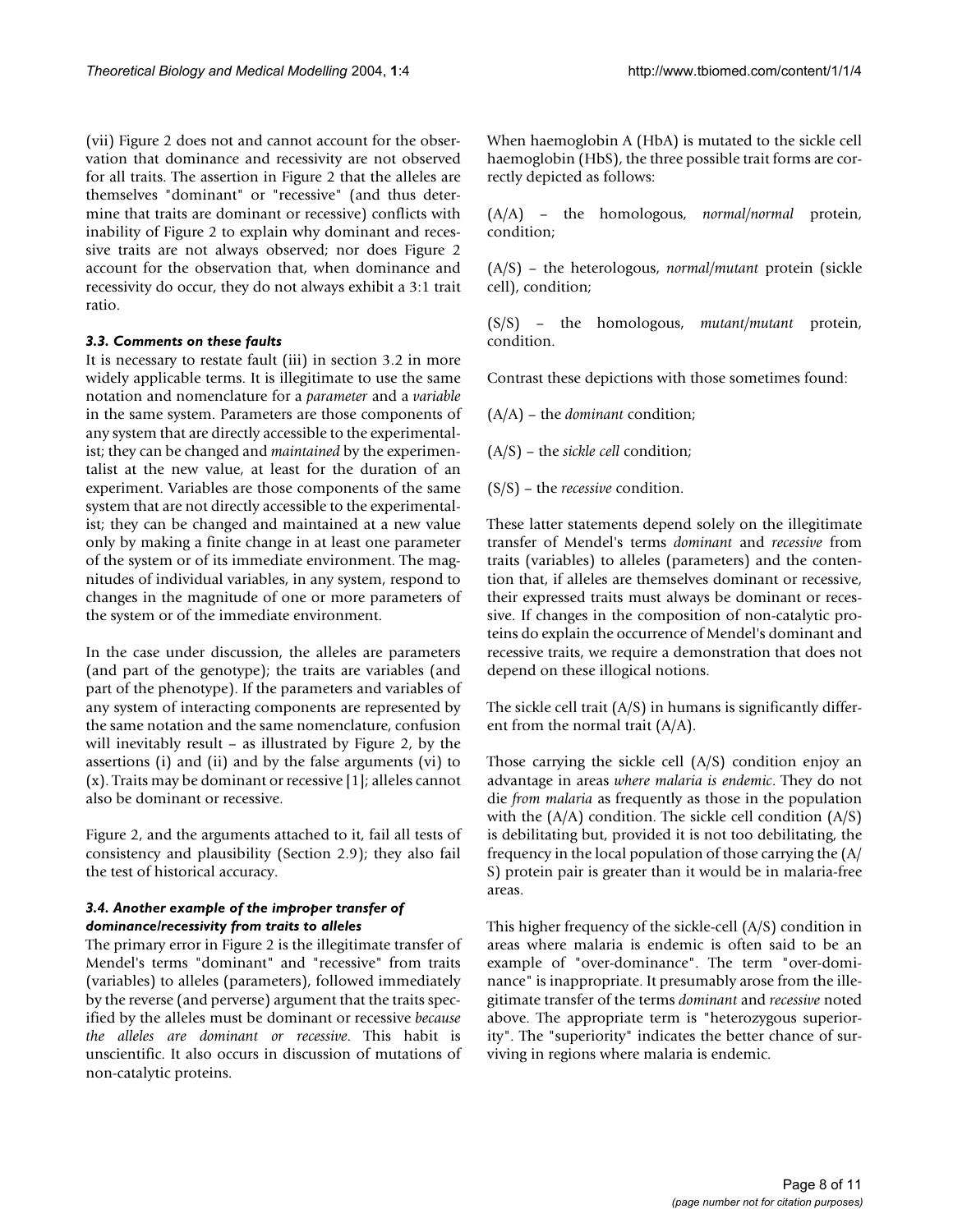(vii) Figure 2 does not and cannot account for the observation that dominance and recessivity are not observed for all traits. The assertion in Figure 2 that the alleles are themselves "dominant" or "recessive" (and thus determine that traits are dominant or recessive) conflicts with inability of Figure 2 to explain why dominant and recessive traits are not always observed; nor does Figure 2 account for the observation that, when dominance and recessivity do occur, they do not always exhibit a 3:1 trait ratio.

### *3.3. Comments on these faults*

It is necessary to restate fault (iii) in section 3.2 in more widely applicable terms. It is illegitimate to use the same notation and nomenclature for a *parameter* and a *variable* in the same system. Parameters are those components of any system that are directly accessible to the experimentalist; they can be changed and *maintained* by the experimentalist at the new value, at least for the duration of an experiment. Variables are those components of the same system that are not directly accessible to the experimentalist; they can be changed and maintained at a new value only by making a finite change in at least one parameter of the system or of its immediate environment. The magnitudes of individual variables, in any system, respond to changes in the magnitude of one or more parameters of the system or of the immediate environment.

In the case under discussion, the alleles are parameters (and part of the genotype); the traits are variables (and part of the phenotype). If the parameters and variables of any system of interacting components are represented by the same notation and the same nomenclature, confusion will inevitably result – as illustrated by Figure 2, by the assertions (i) and (ii) and by the false arguments (vi) to (x). Traits may be dominant or recessive [1]; alleles cannot also be dominant or recessive.

Figure 2, and the arguments attached to it, fail all tests of consistency and plausibility (Section 2.9); they also fail the test of historical accuracy.

### *3.4. Another example of the improper transfer of dominance/recessivity from traits to alleles*

The primary error in Figure 2 is the illegitimate transfer of Mendel's terms "dominant" and "recessive" from traits (variables) to alleles (parameters), followed immediately by the reverse (and perverse) argument that the traits specified by the alleles must be dominant or recessive *because the alleles are dominant or recessive*. This habit is unscientific. It also occurs in discussion of mutations of non-catalytic proteins.

When haemoglobin A (HbA) is mutated to the sickle cell haemoglobin (HbS), the three possible trait forms are correctly depicted as follows:

(A/A) – the homologous, *normal/normal* protein, condition;

(A/S) – the heterologous, *normal/mutant* protein (sickle cell), condition;

(S/S) – the homologous, *mutant/mutant* protein, condition.

Contrast these depictions with those sometimes found:

(A/A) – the *dominant* condition;

(A/S) – the *sickle cell* condition;

(S/S) – the *recessive* condition.

These latter statements depend solely on the illegitimate transfer of Mendel's terms *dominant* and *recessive* from traits (variables) to alleles (parameters) and the contention that, if alleles are themselves dominant or recessive, their expressed traits must always be dominant or recessive. If changes in the composition of non-catalytic proteins do explain the occurrence of Mendel's dominant and recessive traits, we require a demonstration that does not depend on these illogical notions.

The sickle cell trait (A/S) in humans is significantly different from the normal trait (A/A).

Those carrying the sickle cell (A/S) condition enjoy an advantage in areas *where malaria is endemic*. They do not die *from malaria* as frequently as those in the population with the (A/A) condition. The sickle cell condition (A/S) is debilitating but, provided it is not too debilitating, the frequency in the local population of those carrying the (A/S) protein pair is greater than it would be in malaria-free areas.

This higher frequency of the sickle-cell (A/S) condition in areas where malaria is endemic is often said to be an example of "over-dominance". The term "over-dominance" is inappropriate. It presumably arose from the illegitimate transfer of the terms *dominant* and *recessive* noted above. The appropriate term is "heterozygous superiority". The "superiority" indicates the better chance of surviving in regions where malaria is endemic.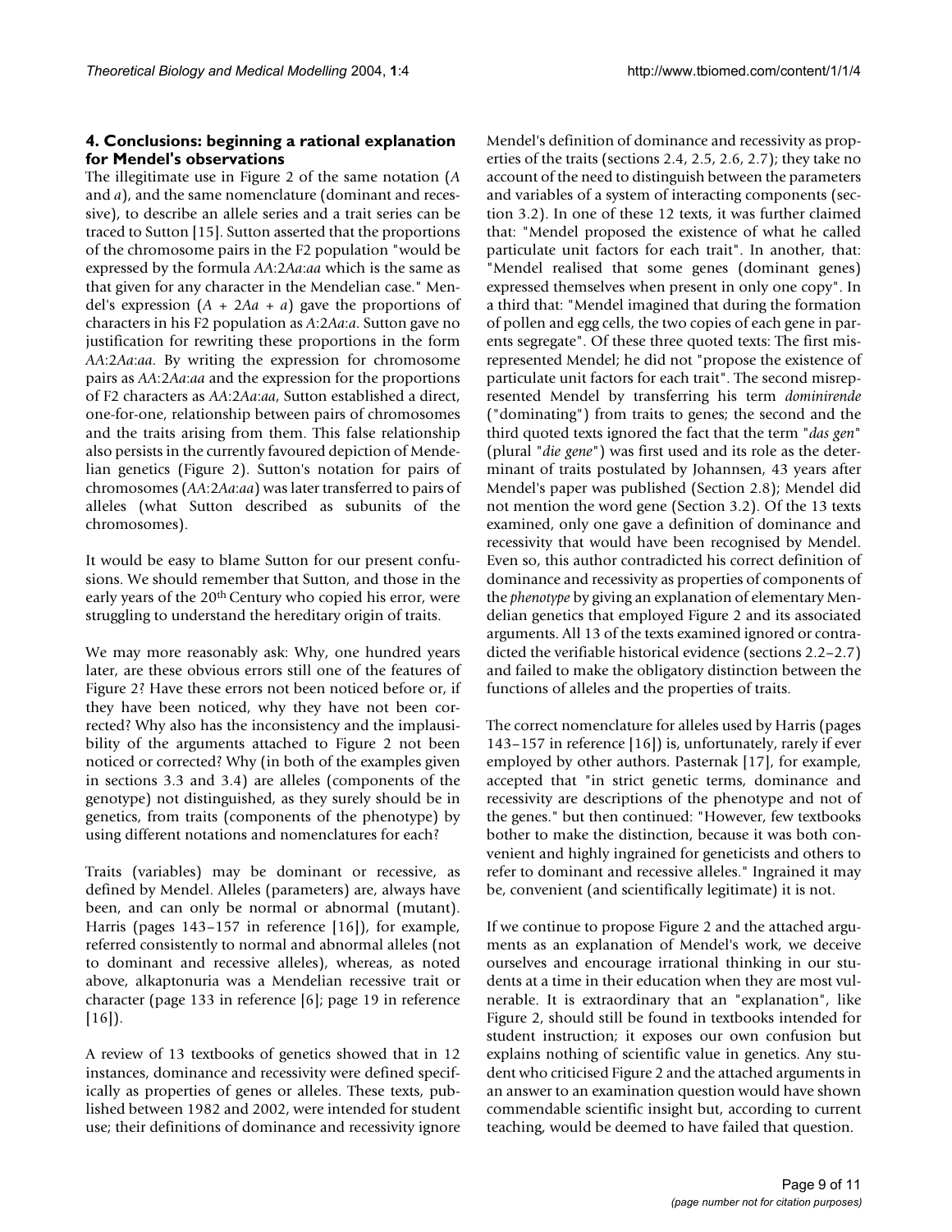## 4. Conclusions: beginning a rational explanation for Mendel's observations

The illegitimate use in Figure 2 of the same notation (*A* and *a*), and the same nomenclature (dominant and recessive), to describe an allele series and a trait series can be traced to Sutton [15]. Sutton asserted that the proportions of the chromosome pairs in the F2 population "would be expressed by the formula *AA*:2*Aa*:*aa* which is the same as that given for any character in the Mendelian case." Mendel's expression ($A + 2Aa + a$) gave the proportions of characters in his F2 population as *A*:2*Aa*:*a*. Sutton gave no justification for rewriting these proportions in the form *AA*:2*Aa*:*aa*. By writing the expression for chromosome pairs as *AA*:2*Aa*:*aa* and the expression for the proportions of F2 characters as *AA*:2*Aa*:*aa*, Sutton established a direct, one-for-one, relationship between pairs of chromosomes and the traits arising from them. This false relationship also persists in the currently favoured depiction of Mendelian genetics (Figure 2). Sutton's notation for pairs of chromosomes (*AA*:2*Aa*:*aa*) was later transferred to pairs of alleles (what Sutton described as subunits of the chromosomes).

It would be easy to blame Sutton for our present confusions. We should remember that Sutton, and those in the early years of the 20th Century who copied his error, were struggling to understand the hereditary origin of traits.

We may more reasonably ask: Why, one hundred years later, are these obvious errors still one of the features of Figure 2? Have these errors not been noticed before or, if they have been noticed, why they have not been corrected? Why also has the inconsistency and the implausibility of the arguments attached to Figure 2 not been noticed or corrected? Why (in both of the examples given in sections 3.3 and 3.4) are alleles (components of the genotype) not distinguished, as they surely should be in genetics, from traits (components of the phenotype) by using different notations and nomenclatures for each?

Traits (variables) may be dominant or recessive, as defined by Mendel. Alleles (parameters) are, always have been, and can only be normal or abnormal (mutant). Harris (pages 143–157 in reference [16]), for example, referred consistently to normal and abnormal alleles (not to dominant and recessive alleles), whereas, as noted above, alkaptonuria was a Mendelian recessive trait or character (page 133 in reference [6]; page 19 in reference [16]).

A review of 13 textbooks of genetics showed that in 12 instances, dominance and recessivity were defined specifically as properties of genes or alleles. These texts, published between 1982 and 2002, were intended for student use; their definitions of dominance and recessivity ignore Mendel's definition of dominance and recessivity as properties of the traits (sections 2.4, 2.5, 2.6, 2.7); they take no account of the need to distinguish between the parameters and variables of a system of interacting components (section 3.2). In one of these 12 texts, it was further claimed that: "Mendel proposed the existence of what he called particulate unit factors for each trait". In another, that: "Mendel realised that some genes (dominant genes) expressed themselves when present in only one copy". In a third that: "Mendel imagined that during the formation of pollen and egg cells, the two copies of each gene in parents segregate". Of these three quoted texts: The first misrepresented Mendel; he did not "propose the existence of particulate unit factors for each trait". The second misrepresented Mendel by transferring his term *dominirende* ("dominating") from traits to genes; the second and the third quoted texts ignored the fact that the term "*das gen*" (plural "*die gene*") was first used and its role as the determinant of traits postulated by Johannsen, 43 years after Mendel's paper was published (Section 2.8); Mendel did not mention the word gene (Section 3.2). Of the 13 texts examined, only one gave a definition of dominance and recessivity that would have been recognised by Mendel. Even so, this author contradicted his correct definition of dominance and recessivity as properties of components of the *phenotype* by giving an explanation of elementary Mendelian genetics that employed Figure 2 and its associated arguments. All 13 of the texts examined ignored or contradicted the verifiable historical evidence (sections 2.2–2.7) and failed to make the obligatory distinction between the functions of alleles and the properties of traits.

The correct nomenclature for alleles used by Harris (pages 143–157 in reference [16]) is, unfortunately, rarely if ever employed by other authors. Pasternak [17], for example, accepted that "in strict genetic terms, dominance and recessivity are descriptions of the phenotype and not of the genes." but then continued: "However, few textbooks bother to make the distinction, because it was both convenient and highly ingrained for geneticists and others to refer to dominant and recessive alleles." Ingrained it may be, convenient (and scientifically legitimate) it is not.

If we continue to propose Figure 2 and the attached arguments as an explanation of Mendel's work, we deceive ourselves and encourage irrational thinking in our students at a time in their education when they are most vulnerable. It is extraordinary that an "explanation", like Figure 2, should still be found in textbooks intended for student instruction; it exposes our own confusion but explains nothing of scientific value in genetics. Any student who criticised Figure 2 and the attached arguments in an answer to an examination question would have shown commendable scientific insight but, according to current teaching, would be deemed to have failed that question.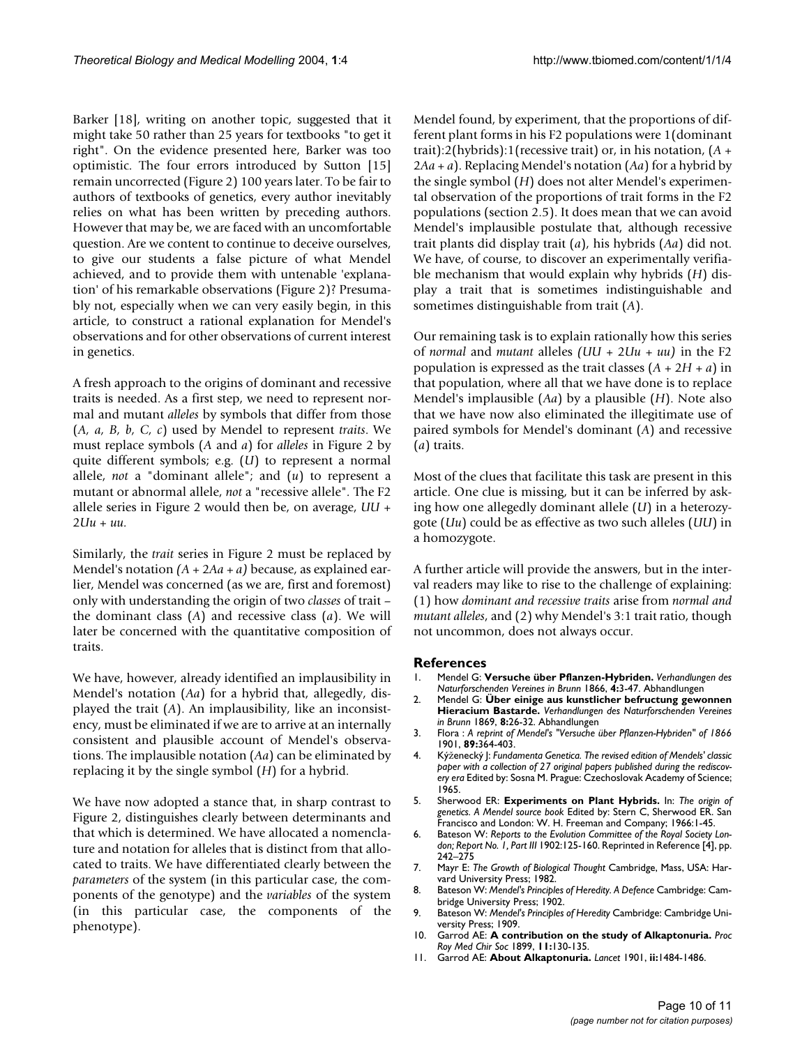Barker [18], writing on another topic, suggested that it might take 50 rather than 25 years for textbooks "to get it right". On the evidence presented here, Barker was too optimistic. The four errors introduced by Sutton [15] remain uncorrected (Figure 2) 100 years later. To be fair to authors of textbooks of genetics, every author inevitably relies on what has been written by preceding authors. However that may be, we are faced with an uncomfortable question. Are we content to continue to deceive ourselves, to give our students a false picture of what Mendel achieved, and to provide them with untenable 'explanation' of his remarkable observations (Figure 2)? Presumably not, especially when we can very easily begin, in this article, to construct a rational explanation for Mendel's observations and for other observations of current interest in genetics.

A fresh approach to the origins of dominant and recessive traits is needed. As a first step, we need to represent normal and mutant *alleles* by symbols that differ from those (*A, a, B, b, C, c*) used by Mendel to represent *traits*. We must replace symbols (*A* and *a*) for *alleles* in Figure 2 by quite different symbols; e.g. (*U*) to represent a normal allele, *not* a "dominant allele"; and (*u*) to represent a mutant or abnormal allele, *not* a "recessive allele". The F2 allele series in Figure 2 would then be, on average, *UU* + 2*Uu* + *uu*.

Similarly, the *trait* series in Figure 2 must be replaced by Mendel's notation *(A* + 2*Aa* + *a)* because, as explained earlier, Mendel was concerned (as we are, first and foremost) only with understanding the origin of two *classes* of trait – the dominant class (*A*) and recessive class (*a*). We will later be concerned with the quantitative composition of traits.

We have, however, already identified an implausibility in Mendel's notation (*Aa*) for a hybrid that, allegedly, displayed the trait (*A*). An implausibility, like an inconsistency, must be eliminated if we are to arrive at an internally consistent and plausible account of Mendel's observations. The implausible notation (*Aa*) can be eliminated by replacing it by the single symbol (*H*) for a hybrid.

We have now adopted a stance that, in sharp contrast to Figure 2, distinguishes clearly between determinants and that which is determined. We have allocated a nomenclature and notation for alleles that is distinct from that allocated to traits. We have differentiated clearly between the *parameters* of the system (in this particular case, the components of the genotype) and the *variables* of the system (in this particular case, the components of the phenotype).

Mendel found, by experiment, that the proportions of different plant forms in his F2 populations were 1(dominant trait):2(hybrids):1(recessive trait) or, in his notation, (*A* + 2*Aa* + *a*). Replacing Mendel's notation (*Aa*) for a hybrid by the single symbol (*H*) does not alter Mendel's experimental observation of the proportions of trait forms in the F2 populations (section 2.5). It does mean that we can avoid Mendel's implausible postulate that, although recessive trait plants did display trait (*a*), his hybrids (*Aa*) did not. We have, of course, to discover an experimentally verifiable mechanism that would explain why hybrids (*H*) display a trait that is sometimes indistinguishable and sometimes distinguishable from trait (*A*).

Our remaining task is to explain rationally how this series of *normal* and *mutant* alleles *(UU* + 2*Uu* + *uu)* in the F2 population is expressed as the trait classes (*A* + 2*H* + *a*) in that population, where all that we have done is to replace Mendel's implausible (*Aa*) by a plausible (*H*). Note also that we have now also eliminated the illegitimate use of paired symbols for Mendel's dominant (*A*) and recessive (*a*) traits.

Most of the clues that facilitate this task are present in this article. One clue is missing, but it can be inferred by asking how one allegedly dominant allele (*U*) in a heterozygote (*Uu*) could be as effective as two such alleles (*UU*) in a homozygote.

A further article will provide the answers, but in the interval readers may like to rise to the challenge of explaining: (1) how *dominant and recessive traits* arise from *normal and mutant alleles*, and (2) why Mendel's 3:1 trait ratio, though not uncommon, does not always occur.

## References

1. Mendel G: **Versuche über Pflanzen-Hybriden.** *Verhandlungen des Naturforschenden Vereines in Brunn* 1866, **4:**3-47. Abhandlungen
2. Mendel G: **Über einige aus kunstlicher befructung gewonnen Hieracium Bastarde.** *Verhandlungen des Naturforschenden Vereines in Brunn* 1869, **8:**26-32. Abhandlungen
3. Flora : *A reprint of Mendel's "Versuche über Pflanzen-Hybriden" of 1866* 1901, **89:**364-403.
4. Kýženecký J: *Fundamenta Genetica. The revised edition of Mendels' classic paper with a collection of 27 original papers published during the rediscovery era* Edited by: Sosna M. Prague: Czechoslovak Academy of Science; 1965.
5. Sherwood ER: **Experiments on Plant Hybrids.** In: *The origin of genetics. A Mendel source book* Edited by: Stern C, Sherwood ER. San Francisco and London: W. H. Freeman and Company; 1966:1-45.
6. Bateson W: *Reports to the Evolution Committee of the Royal Society London; Report No. 1, Part III* 1902:125-160. Reprinted in Reference [4], pp. 242–275
7. Mayr E: *The Growth of Biological Thought* Cambridge, Mass, USA: Harvard University Press; 1982.
8. Bateson W: *Mendel's Principles of Heredity. A Defence* Cambridge: Cambridge University Press; 1902.
9. Bateson W: *Mendel's Principles of Heredity* Cambridge: Cambridge University Press; 1909.
10. Garrod AE: **A contribution on the study of Alkaptonuria.** *Proc Roy Med Chir Soc* 1899, **11:**130-135.
11. Garrod AE: **About Alkaptonuria.** *Lancet* 1901, **ii:**1484-1486.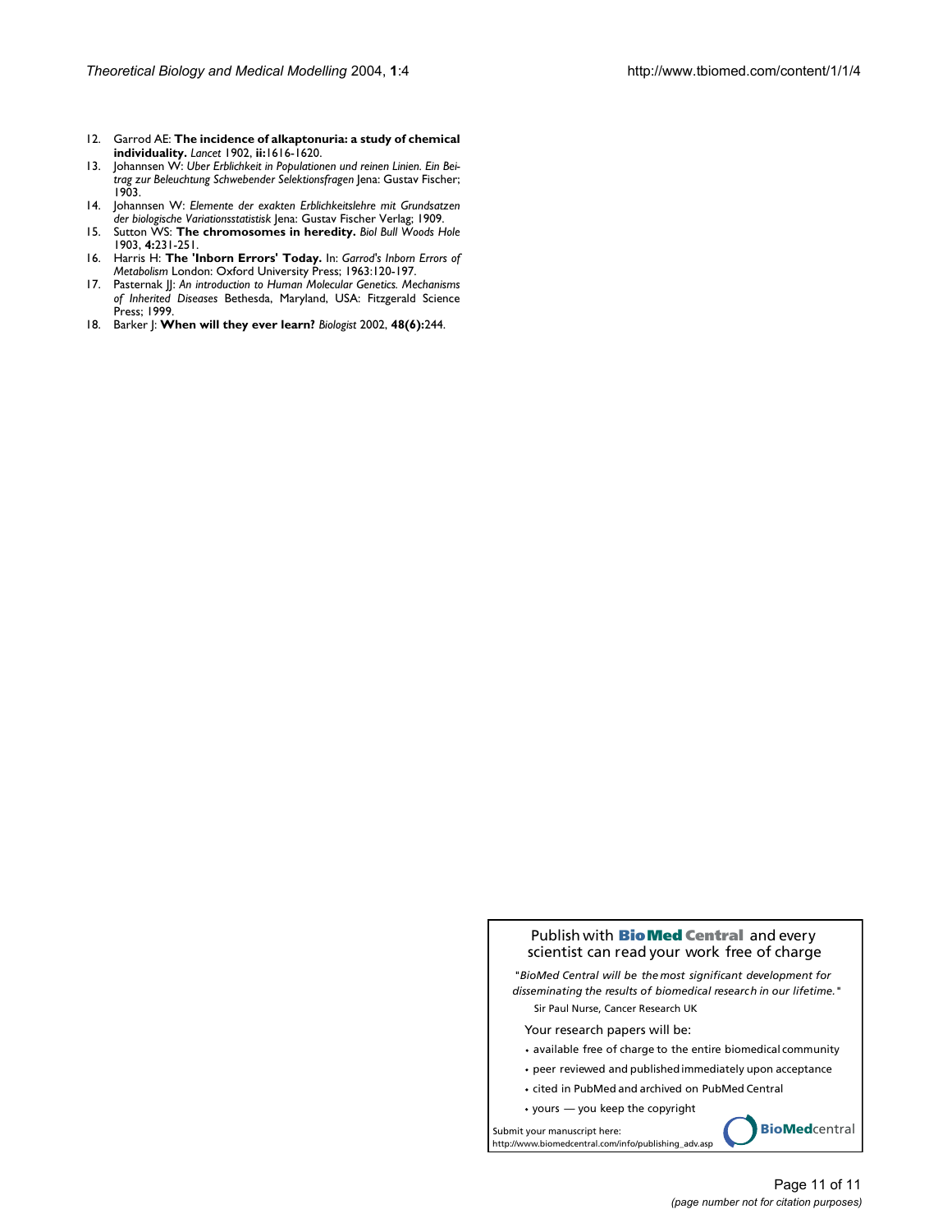12. Garrod AE: **The incidence of alkaptonuria: a study of chemical individuality.** *Lancet* 1902, **ii:**1616-1620.
13. Johannsen W: *Uber Erblichkeit in Populationen und reinen Linien. Ein Beitrag zur Beleuchtung Schwebender Selektionsfragen* Jena: Gustav Fischer; 1903.
14. Johannsen W: *Elemente der exakten Erblichkeitslehre mit Grundsatzen der biologische Variationsstatistisk* Jena: Gustav Fischer Verlag; 1909.
15. Sutton WS: **The chromosomes in heredity.** *Biol Bull Woods Hole* 1903, **4:**231-251.
16. Harris H: **The 'Inborn Errors' Today.** In: *Garrod's Inborn Errors of Metabolism* London: Oxford University Press; 1963:120-197.
17. Pasternak JJ: *An introduction to Human Molecular Genetics. Mechanisms of Inherited Diseases* Bethesda, Maryland, USA: Fitzgerald Science Press; 1999.
18. Barker J: **When will they ever learn?** *Biologist* 2002, **48(6):**244.

Publish with **BioMed Central** and every scientist can read your work free of charge

*"BioMed Central will be the most significant development for disseminating the results of biomedical research in our lifetime."*

Sir Paul Nurse, Cancer Research UK

Your research papers will be:

- available free of charge to the entire biomedical community
- peer reviewed and published immediately upon acceptance
- cited in PubMed and archived on PubMed Central
- yours — you keep the copyright

Submit your manuscript here:
http://www.biomedcentral.com/info/publishing_adv.asp

**BioMed**central